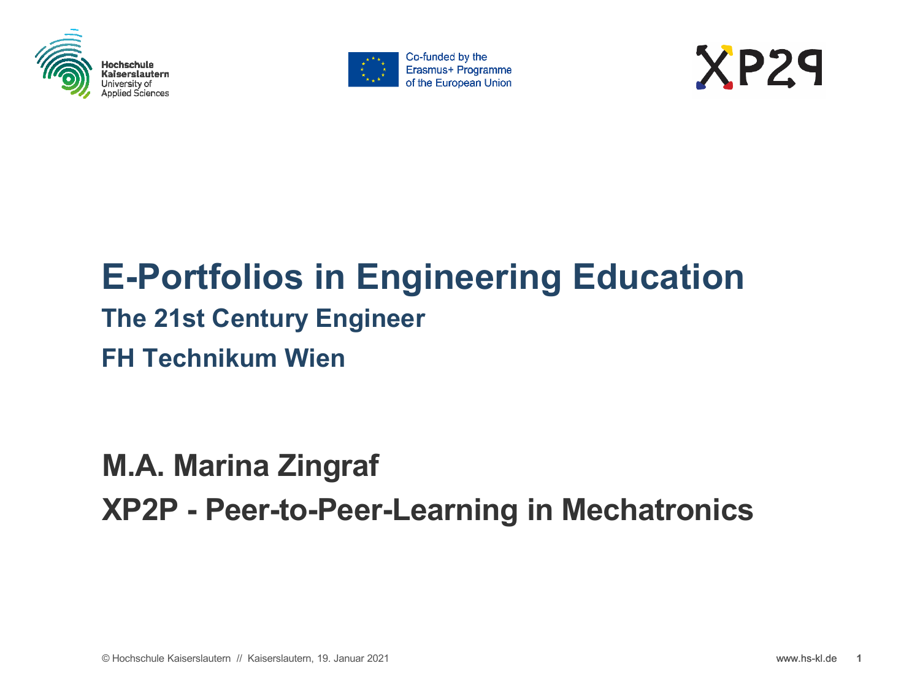Hochschule Kaiserslautern
University of Applied Sciences

Co-funded by the Erasmus+ Programme of the European Union

XP2P

# E-Portfolios in Engineering Education

## The 21st Century Engineer

## FH Technikum Wien

**M.A. Marina Zingraf**

**XP2P - Peer-to-Peer-Learning in Mechatronics**

© Hochschule Kaiserslautern // Kaiserslautern, 19. Januar 2021

www.hs-kl.de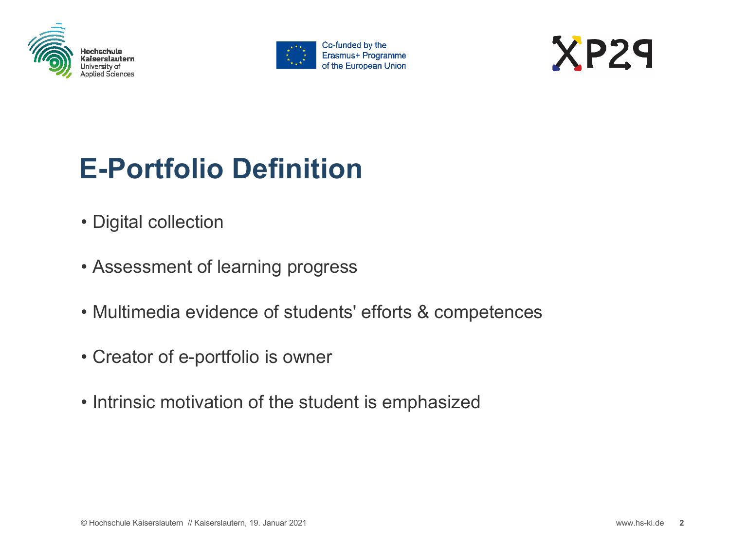# E-Portfolio Definition

- Digital collection
- Assessment of learning progress
- Multimedia evidence of students' efforts & competences
- Creator of e-portfolio is owner
- Intrinsic motivation of the student is emphasized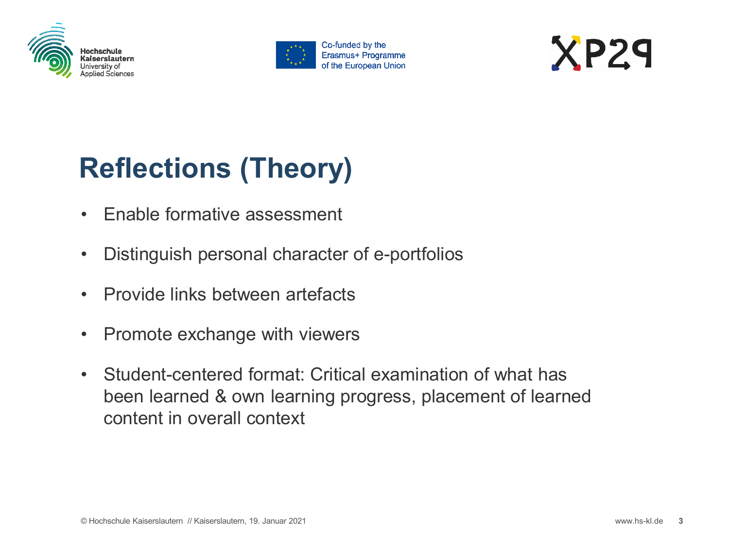# Reflections (Theory)

- Enable formative assessment
- Distinguish personal character of e-portfolios
- Provide links between artefacts
- Promote exchange with viewers
- Student-centered format: Critical examination of what has been learned & own learning progress, placement of learned content in overall context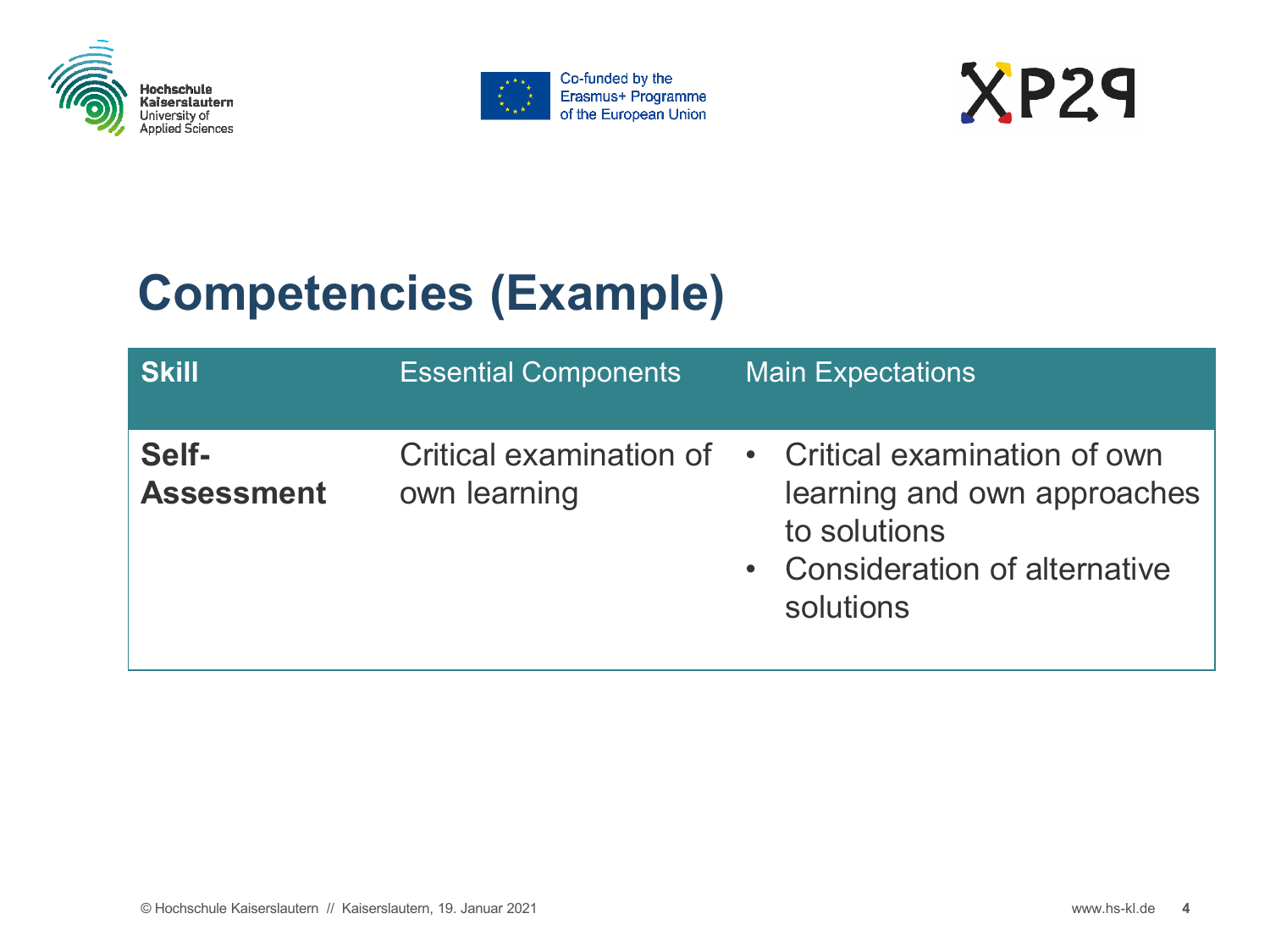# Competencies (Example)

| Skill | Essential Components | Main Expectations |
| --- | --- | --- |
| **Self-Assessment** | Critical examination of own learning | • Critical examination of own learning and own approaches to solutions<br>• Consideration of alternative solutions |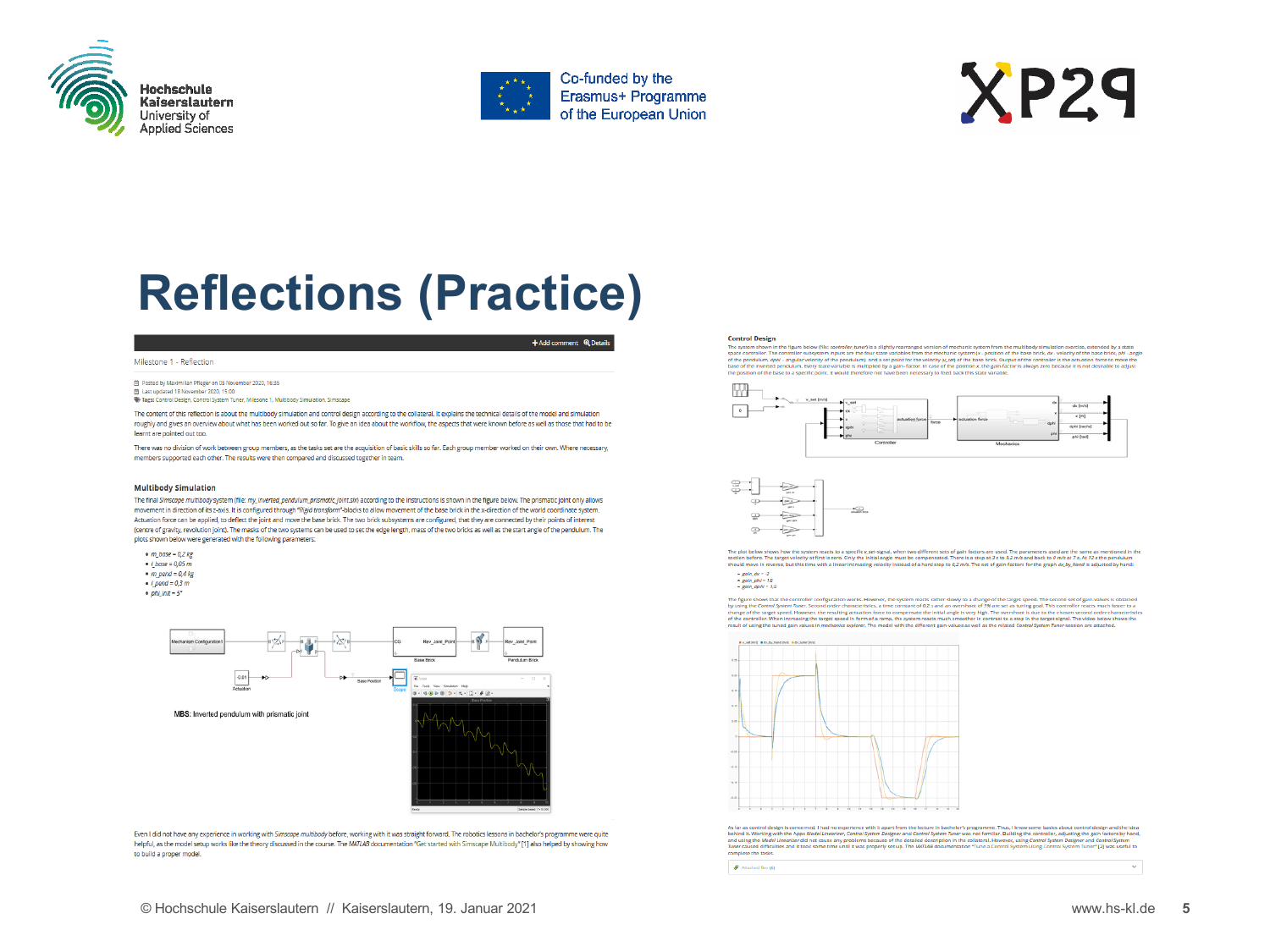# Reflections (Practice)

Milestone 1 - Reflection

Posted by Maximilian Pfleger on 05 November 2020, 16:35
Last updated 18 November 2020, 15:00
Tags: Control Design, Control System Tuner, Milestone 1, Multibody Simulation, Simscape

The content of this reflection is about the multibody simulation and control design according to the collateral. It explains the technical details of the model and simulation roughly and gives an overview about what has been worked out so far. To give an idea about the workflow, the aspects that were known before as well as those that had to be learnt are pointed out too.

There was no division of work between group members, as the tasks set are the acquisition of basic skills so far. Each group member worked on their own. Where necessary, members supported each other. The results were then compared and discussed together in team.

### Multibody Simulation

The final *Simscape multibody* system (file: *my_inverted_pendulum_prismatic_joint.slx*) according to the instructions is shown in the figure below. The prismatic joint only allows movement in direction of its z-axis. It is configured through *"Rigid transform"*-blocks to allow movement of the base brick in the x-direction of the world coordinate system. Actuation force can be applied, to deflect the joint and move the base brick. The two brick subsystems are configured, that they are connected by their points of interest (centre of gravity, revolution joint). The masks of the two systems can be used to set the edge length, mass of the two bricks as well as the start angle of the pendulum. The plots shown below were generated with the following parameters:

- m_base = 0,2 kg
- l_base = 0,05 m
- m_pend = 0,4 kg
- l_pend = 0,3 m
- phi_init = 5°

MBS: Inverted pendulum with prismatic joint

Even I did not have any experience in working with *Simscape multibody* before, working with it was straight forward. The robotics lessons in bachelor's programme were quite helpful, as the model setup works like the theory discussed in the course. The *MATLAB* documentation "Get started with Simscape Multibody" [1] also helped by showing how to build a proper model.

### Control Design

The system shown in the figure below (file: *controller_tuner*) is a slightly rearranged version of mechanic system from the multibody simulation exercise, extended by a state space controller. The controller subsystem inputs are the four state variables from the mechanic system (*x* - position of the base brick, *dx* - velocity of the base brick, *phi* - angle of the pendulum, *dphi* - angular velocity of the pendulum) and a set point for the velocity (*v_set*) of the base brick. Output of the controller is the actuation force to move the base of the inverted pendulum. Every state variable is multiplied by a gain-factor. In case of the position x, the gain factor is always zero because it is not desirable to adjust the position of the base to a specific point. It would therefore not have been necessary to feed back this state variable.

The plot below shows how the system reacts to a specific v_set-signal, when two different sets of gain factors are used. The parameters used are the same as mentioned in the section before. The target velocity at first is zero. Only the initial angle must be compensated. There is a step at 3 s to 3,2 m/s and back to 0 m/s at 7 s. At 12 s the pendulum should move in reverse, but this time with a linear increasing velocity instead of a hard step to 0,2 m/s. The set of gain factors for the graph dx_by_hand is adjusted by hand:

- gain_dx = -2
- gain_phi = 18
- gain_dphi = 3,5

The figure shows that the controller configuration works. However, the system reacts rather slowly to a change of the target speed. The second set of gain values is obtained by using the *Control System Tuner*. Second order characteristics, a time constant of 0.2 s and an overshoot of 5% are set as tuning goal. This controller reacts much faster to a change of the target speed. However, the resulting actuation force to compensate the initial angle is very high. The overshoot is due to the chosen second order characteristics of the controller. When increasing the target speed in form of a ramp, the system reacts much smoother in contrast to a step in the target signal. The video below shows the result of using the tuned gain values in *mechanics explorer*. The model with the different gain values as well as the related *Control System Tuner* session are attached.

As far as control design is concerned, I had no experience with it apart from the lecture in bachelor's programme. Thus, I knew some basics about control design and the idea behind it. Working with the Apps *Model Linearizer*, *Control System Designer* and *Control System Tuner* was not familiar. Building the controller, adjusting the gain factors by hand, and using the *Model Linearizer* did not cause any problems because of the detailed description in the collateral. However, using *Control System Designer* and *Control System Tuner* caused difficulties and it took some time until it was properly setup. The *MATLAB* documentation "Tune a Control System Using Control System Tuner" [2] was useful to complete the tasks.

Attached files (4)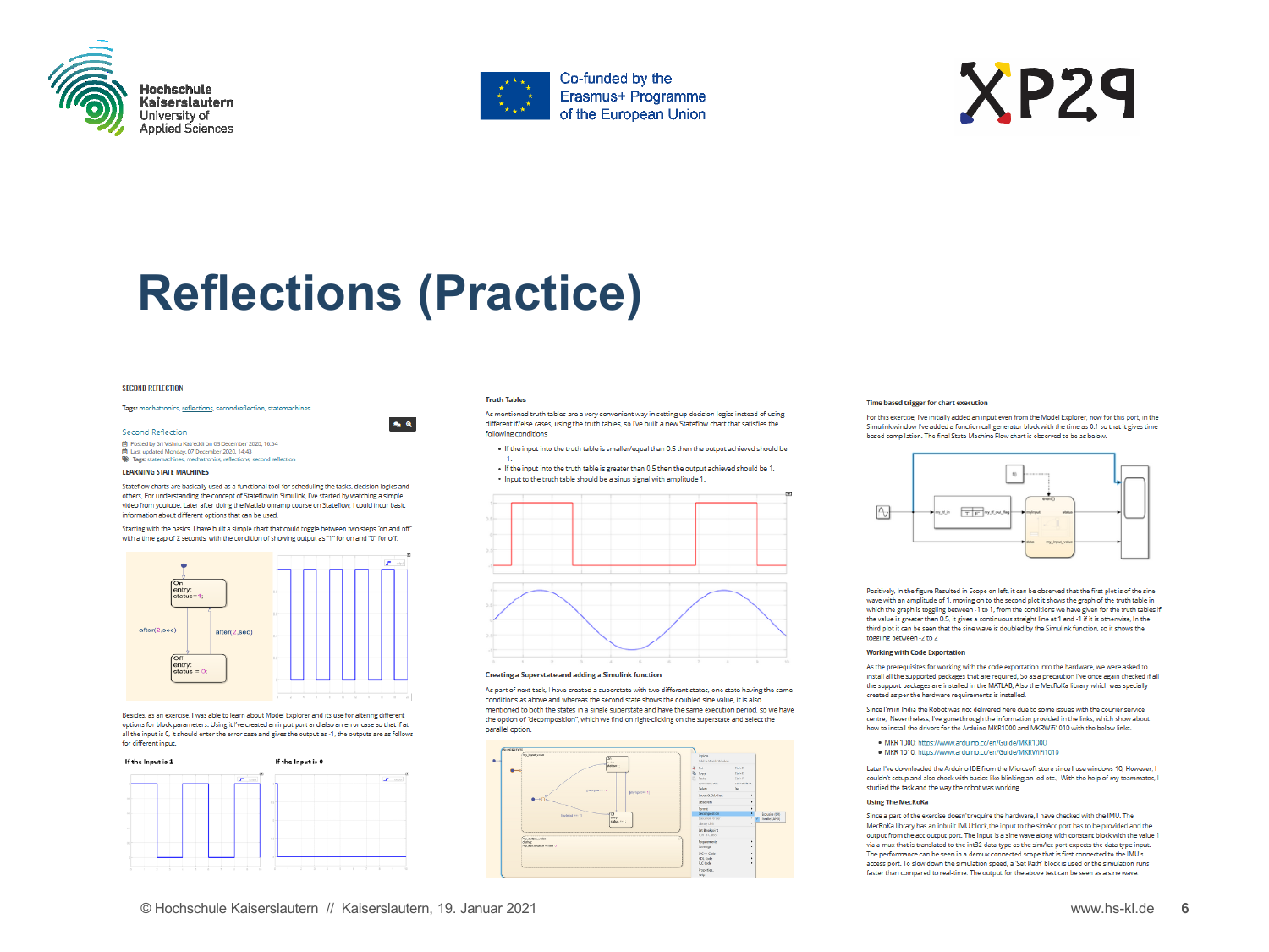# Reflections (Practice)

SECOND REFLECTION

Tags: mechatronics, reflections, secondreflection, statemachines

Second Reflection

Posted by Sri Vishnu Katreddi on 03 December 2020, 16:54
Last updated Monday, 07 December 2020, 14:43
Tags: statemachines, mechatronics, reflections, second reflection

LEARNING STATE MACHINES

Stateflow charts are basically used as a functional tool for scheduling the tasks, decision logics and others. For understanding the concept of Stateflow in Simulink, I've started by watching a simple video from youtube. Later after doing the Matlab onramp course on Stateflow, I could incur basic information about different options that can be used.

Starting with the basics, I have built a simple chart that could toggle between two steps "on and off" with a time gap of 2 seconds, with the condition of showing output as "1" for on and "0" for off.

Besides, as an exercise, I was able to learn about Model Explorer and its use for altering different options for block parameters. Using it I've created an input port and also an error case so that if at all the input is 0, it should enter the error case and gives the output as -1, the outputs are as follows for different input.

If the Input is 1 | If the Input is 0

Truth Tables

As mentioned truth tables are a very convenient way in setting up decision logics instead of using different if/else cases, using the truth tables, so I've built a new Stateflow chart that satisfies the following conditions

- If the input into the truth table is smaller/equal than 0.5 then the output achieved should be -1.
- If the input into the truth table is greater than 0.5 then the output achieved should be 1.
- Input to the truth table should be a sinus signal with amplitude 1.

Creating a Superstate and adding a Simulink function

As part of next task, I have created a superstate with two different states, one state having the same conditions as above and whereas the second state shows the doubled sine value, it is also mentioned to both the states in a single superstate and have the same execution period, so we have the option of "decomposition", which we find on right-clicking on the superstate and select the parallel option.

Time based trigger for chart execution

For this exercise, I've initially added an input even from the Model Explorer, now for this port, in the Simulink window I've added a function call generator block with the time as 0.1 so that it gives time based compilation. The final State Machine Flow chart is observed to be as below.

Positively, In the figure Resulted in Scope on left, it can be observed that the first plot is of the sine wave with an amplitude of 1, moving on to the second plot it shows the graph of the truth table in which the graph is toggling between -1 to 1, from the conditions we have given for the truth tables if the value is greater than 0.5, it gives a continuous straight line at 1 and -1 if it is otherwise, In the third plot it can be seen that the sine wave is doubled by the Simulink function, so it shows the toggling between -2 to 2

Working with Code Exportation

As the prerequisites for working with the code exportation into the hardware, we were asked to install all the supported packages that are required, So as a precaution I've once again checked if all the support packages are installed in the MATLAB, Also the MecRoKa library which was specially created as per the hardware requirements is installed.

Since I'm in India the Robot was not delivered here due to some issues with the courier service centre, Nevertheless, I've gone through the information provided in the links, which show about how to install the drivers for the Arduino MKR1000 and MKRWifi1010 with the below links.

- MKR 1000: https://www.arduino.cc/en/Guide/MKR1000
- MKR 1010: https://www.arduino.cc/en/Guide/MKRWIFI1010

Later I've downloaded the Arduino IDE from the Microsoft store since I use windows 10. However, I couldn't setup and also check with basics like blinking an led etc., With the help of my teammates, I studied the task and the way the robot was working.

Using The MecRoKa

Since a part of the exercise doesn't require the hardware, I have checked with the IMU. The MecRoKa library has an inbuilt IMU block,the input to the simAcc port has to be provided and the output from the acc output port. The input is a sine wave along with constant block with the value 1 via a mux that is translated to the int32 data type as the simAcc port expects the data type input. The performance can be seen in a demux connected scope that is first connected to the IMU's access port. To slow down the simulation speed, a 'Set Path' block is used or the simulation runs faster than compared to real-time. The output for the above test can be seen as a sine wave.

© Hochschule Kaiserslautern // Kaiserslautern, 19. Januar 2021 www.hs-kl.de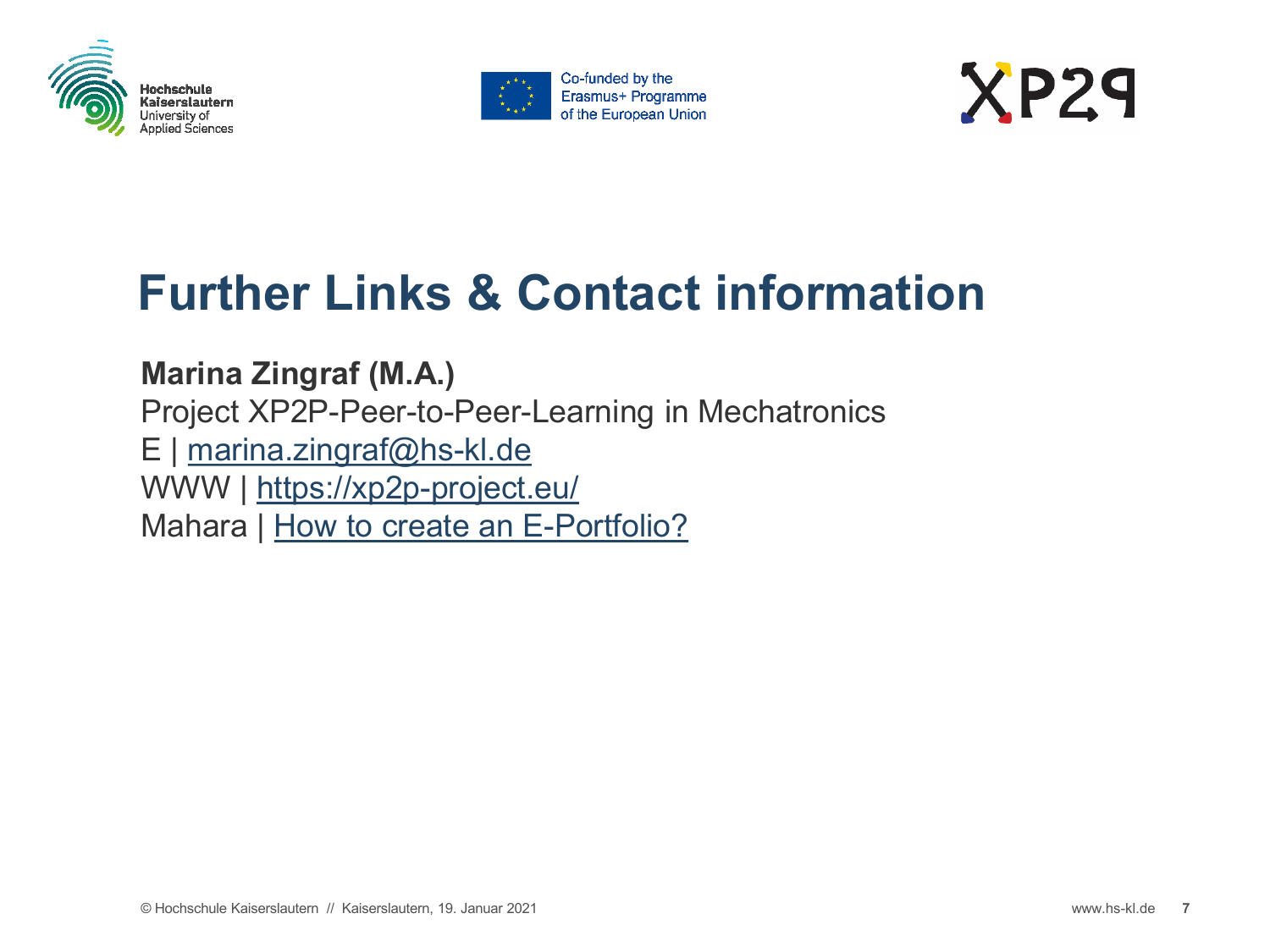# Further Links & Contact information

**Marina Zingraf (M.A.)**
Project XP2P-Peer-to-Peer-Learning in Mechatronics
E | marina.zingraf@hs-kl.de
WWW | https://xp2p-project.eu/
Mahara | How to create an E-Portfolio?